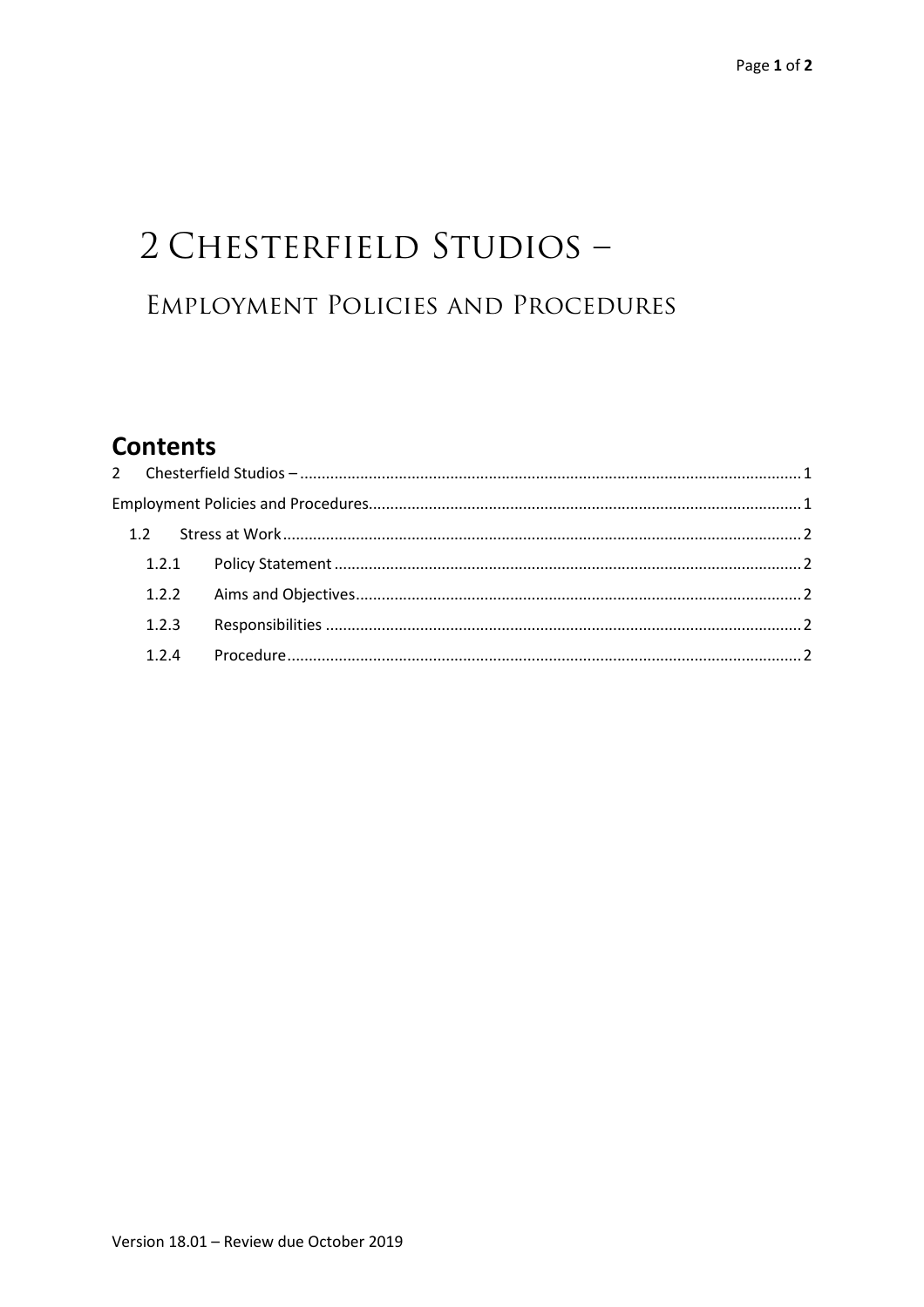# 2 Chesterfield Studios –

## Employment Policies and Procedures

## Contents

2 Chesterfield Studios – ........................................................................ 1

Employment Policies and Procedures ................................................... 1

- 1.2 Stress at Work ............................................................................. 2
  - 1.2.1 Policy Statement .................................................................. 2
  - 1.2.2 Aims and Objectives ............................................................ 2
  - 1.2.3 Responsibilities ................................................................... 2
  - 1.2.4 Procedure ............................................................................ 2

Version 18.01 – Review due October 2019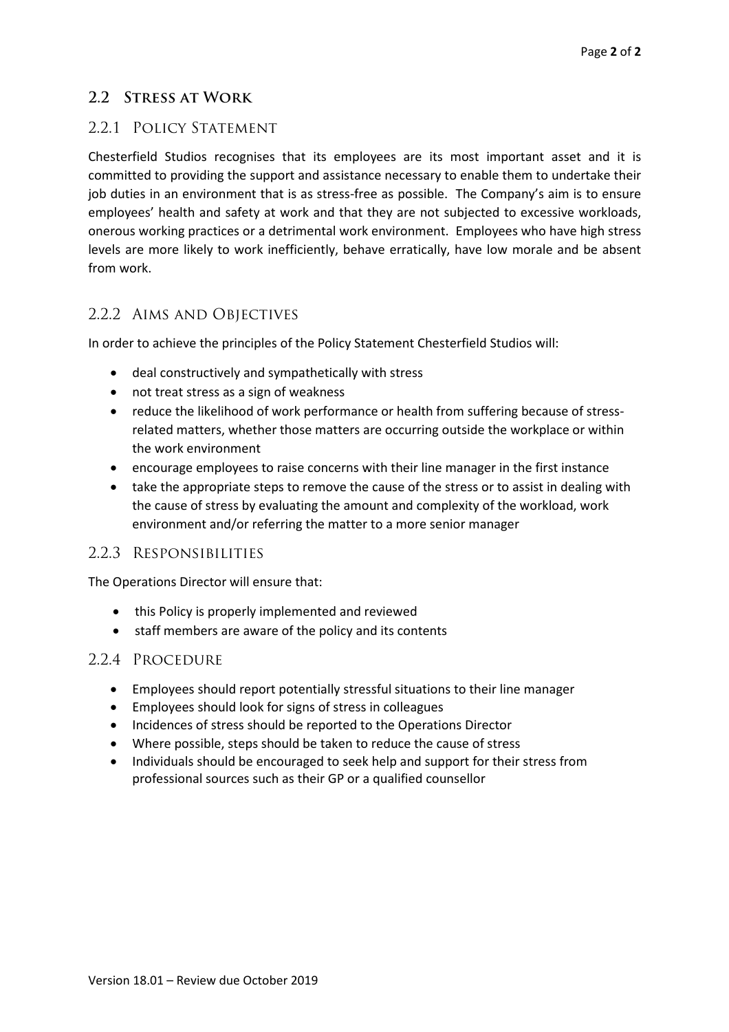## 2.2 Stress at Work

### 2.2.1 Policy Statement

Chesterfield Studios recognises that its employees are its most important asset and it is committed to providing the support and assistance necessary to enable them to undertake their job duties in an environment that is as stress-free as possible. The Company's aim is to ensure employees' health and safety at work and that they are not subjected to excessive workloads, onerous working practices or a detrimental work environment. Employees who have high stress levels are more likely to work inefficiently, behave erratically, have low morale and be absent from work.

### 2.2.2 Aims and Objectives

In order to achieve the principles of the Policy Statement Chesterfield Studios will:

- deal constructively and sympathetically with stress
- not treat stress as a sign of weakness
- reduce the likelihood of work performance or health from suffering because of stress-related matters, whether those matters are occurring outside the workplace or within the work environment
- encourage employees to raise concerns with their line manager in the first instance
- take the appropriate steps to remove the cause of the stress or to assist in dealing with the cause of stress by evaluating the amount and complexity of the workload, work environment and/or referring the matter to a more senior manager

### 2.2.3 Responsibilities

The Operations Director will ensure that:

- this Policy is properly implemented and reviewed
- staff members are aware of the policy and its contents

### 2.2.4 Procedure

- Employees should report potentially stressful situations to their line manager
- Employees should look for signs of stress in colleagues
- Incidences of stress should be reported to the Operations Director
- Where possible, steps should be taken to reduce the cause of stress
- Individuals should be encouraged to seek help and support for their stress from professional sources such as their GP or a qualified counsellor

Version 18.01 – Review due October 2019